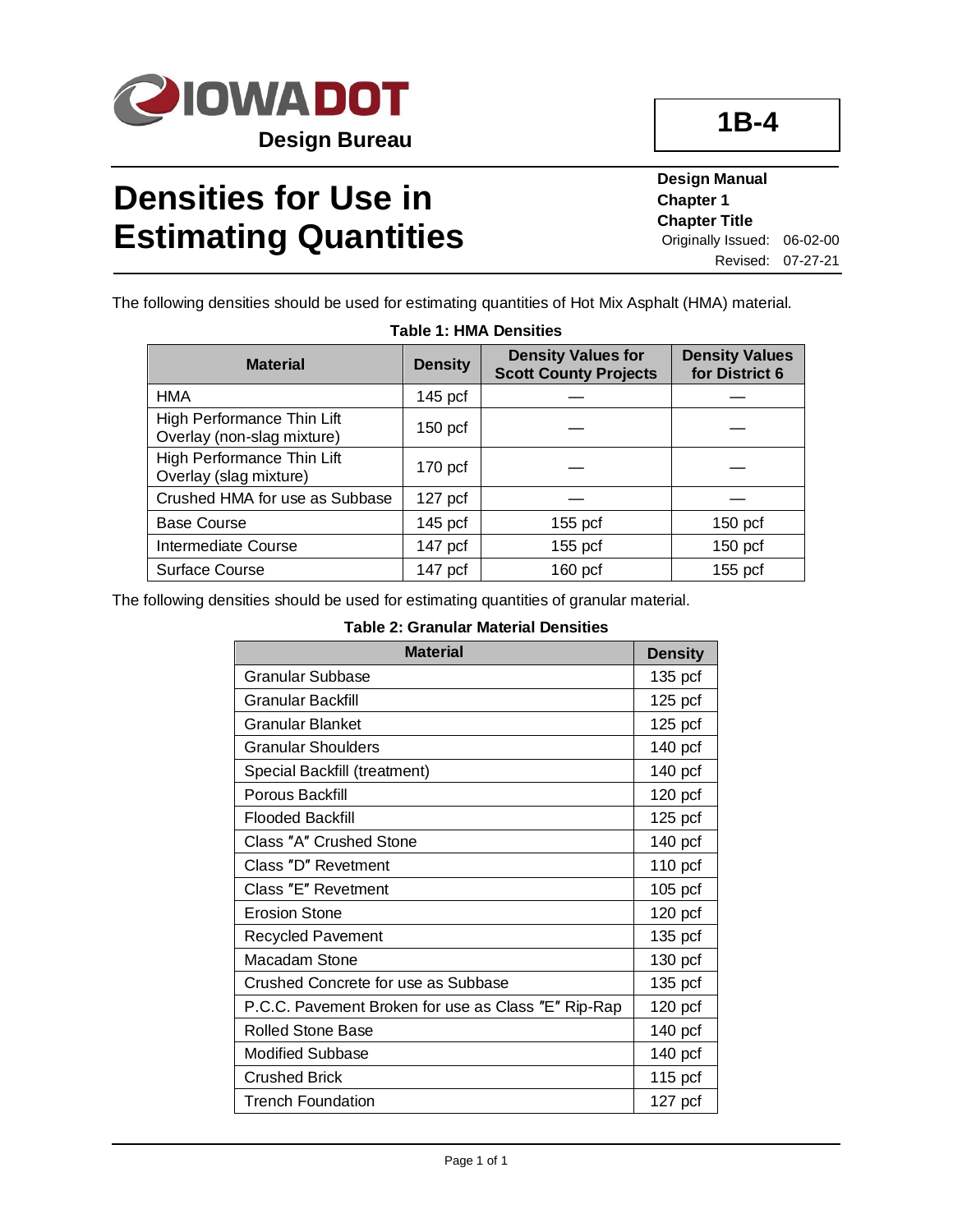**IOWA DOT**
**Design Bureau**

**1B-4**

# Densities for Use in Estimating Quantities

**Design Manual**
**Chapter 1**
**Chapter Title**
Originally Issued: 06-02-00
Revised: 07-27-21

The following densities should be used for estimating quantities of Hot Mix Asphalt (HMA) material.

**Table 1: HMA Densities**

| Material | Density | Density Values for Scott County Projects | Density Values for District 6 |
|---|---|---|---|
| HMA | 145 pcf | — | — |
| High Performance Thin Lift Overlay (non-slag mixture) | 150 pcf | — | — |
| High Performance Thin Lift Overlay (slag mixture) | 170 pcf | — | — |
| Crushed HMA for use as Subbase | 127 pcf | — | — |
| Base Course | 145 pcf | 155 pcf | 150 pcf |
| Intermediate Course | 147 pcf | 155 pcf | 150 pcf |
| Surface Course | 147 pcf | 160 pcf | 155 pcf |

The following densities should be used for estimating quantities of granular material.

**Table 2: Granular Material Densities**

| Material | Density |
|---|---|
| Granular Subbase | 135 pcf |
| Granular Backfill | 125 pcf |
| Granular Blanket | 125 pcf |
| Granular Shoulders | 140 pcf |
| Special Backfill (treatment) | 140 pcf |
| Porous Backfill | 120 pcf |
| Flooded Backfill | 125 pcf |
| Class "A" Crushed Stone | 140 pcf |
| Class "D" Revetment | 110 pcf |
| Class "E" Revetment | 105 pcf |
| Erosion Stone | 120 pcf |
| Recycled Pavement | 135 pcf |
| Macadam Stone | 130 pcf |
| Crushed Concrete for use as Subbase | 135 pcf |
| P.C.C. Pavement Broken for use as Class "E" Rip-Rap | 120 pcf |
| Rolled Stone Base | 140 pcf |
| Modified Subbase | 140 pcf |
| Crushed Brick | 115 pcf |
| Trench Foundation | 127 pcf |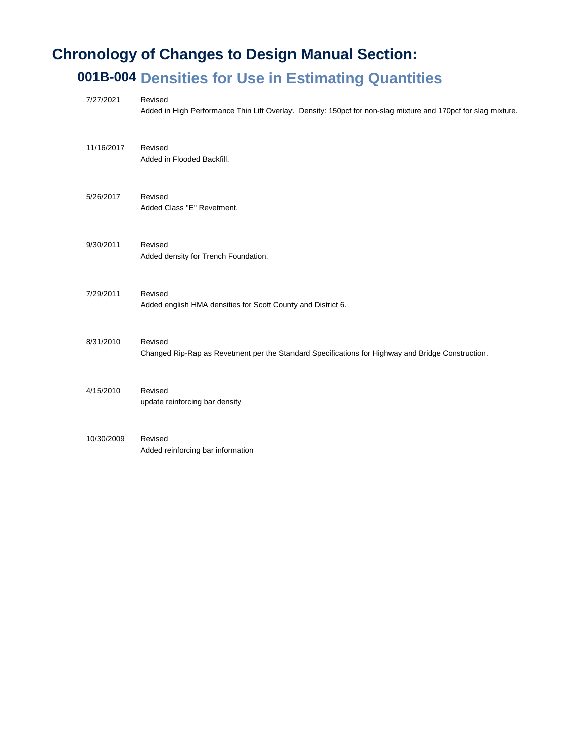# Chronology of Changes to Design Manual Section:

## 001B-004 Densities for Use in Estimating Quantities

7/27/2021 Revised
Added in High Performance Thin Lift Overlay. Density: 150pcf for non-slag mixture and 170pcf for slag mixture.

11/16/2017 Revised
Added in Flooded Backfill.

5/26/2017 Revised
Added Class "E" Revetment.

9/30/2011 Revised
Added density for Trench Foundation.

7/29/2011 Revised
Added english HMA densities for Scott County and District 6.

8/31/2010 Revised
Changed Rip-Rap as Revetment per the Standard Specifications for Highway and Bridge Construction.

4/15/2010 Revised
update reinforcing bar density

10/30/2009 Revised
Added reinforcing bar information